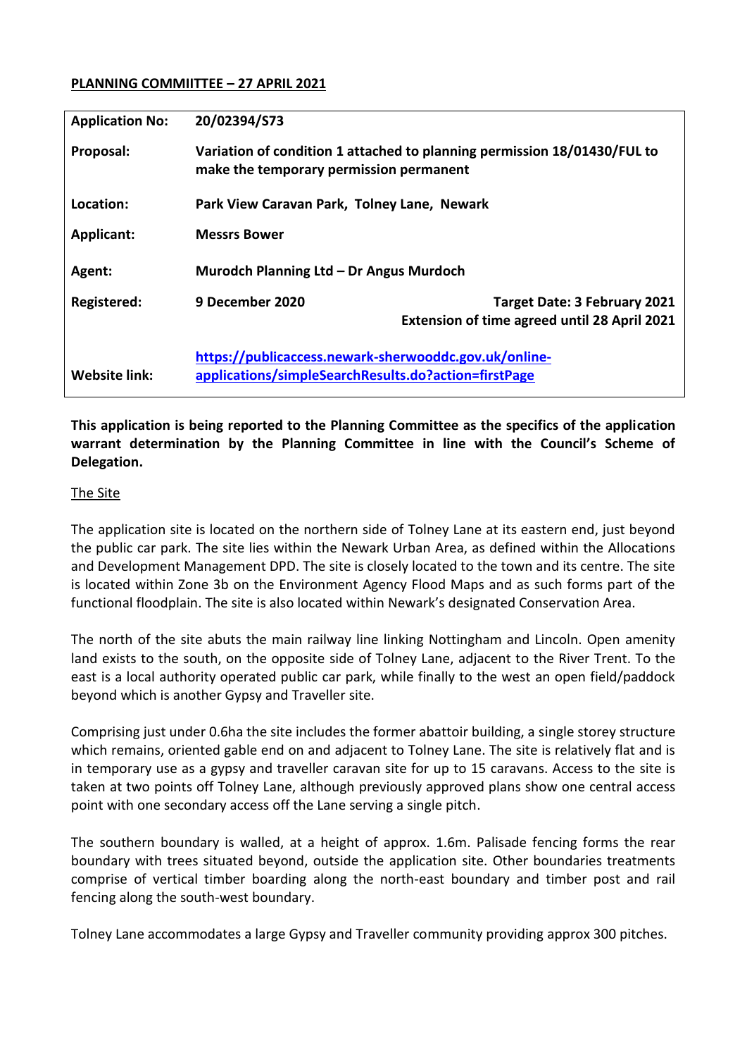**PLANNING COMMIITTEE – 27 APRIL 2021**

| | | |
|---|---|---|
| **Application No:** | **20/02394/S73** | |
| **Proposal:** | **Variation of condition 1 attached to planning permission 18/01430/FUL to make the temporary permission permanent** | |
| **Location:** | **Park View Caravan Park, Tolney Lane, Newark** | |
| **Applicant:** | **Messrs Bower** | |
| **Agent:** | **Murodch Planning Ltd – Dr Angus Murdoch** | |
| **Registered:** | **9 December 2020** | **Target Date: 3 February 2021**<br>**Extension of time agreed until 28 April 2021** |
| **Website link:** | **https://publicaccess.newark-sherwooddc.gov.uk/online-applications/simpleSearchResults.do?action=firstPage** | |

**This application is being reported to the Planning Committee as the specifics of the application warrant determination by the Planning Committee in line with the Council's Scheme of Delegation.**

The Site

The application site is located on the northern side of Tolney Lane at its eastern end, just beyond the public car park. The site lies within the Newark Urban Area, as defined within the Allocations and Development Management DPD. The site is closely located to the town and its centre. The site is located within Zone 3b on the Environment Agency Flood Maps and as such forms part of the functional floodplain. The site is also located within Newark's designated Conservation Area.

The north of the site abuts the main railway line linking Nottingham and Lincoln. Open amenity land exists to the south, on the opposite side of Tolney Lane, adjacent to the River Trent. To the east is a local authority operated public car park, while finally to the west an open field/paddock beyond which is another Gypsy and Traveller site.

Comprising just under 0.6ha the site includes the former abattoir building, a single storey structure which remains, oriented gable end on and adjacent to Tolney Lane. The site is relatively flat and is in temporary use as a gypsy and traveller caravan site for up to 15 caravans. Access to the site is taken at two points off Tolney Lane, although previously approved plans show one central access point with one secondary access off the Lane serving a single pitch.

The southern boundary is walled, at a height of approx. 1.6m. Palisade fencing forms the rear boundary with trees situated beyond, outside the application site. Other boundaries treatments comprise of vertical timber boarding along the north-east boundary and timber post and rail fencing along the south-west boundary.

Tolney Lane accommodates a large Gypsy and Traveller community providing approx 300 pitches.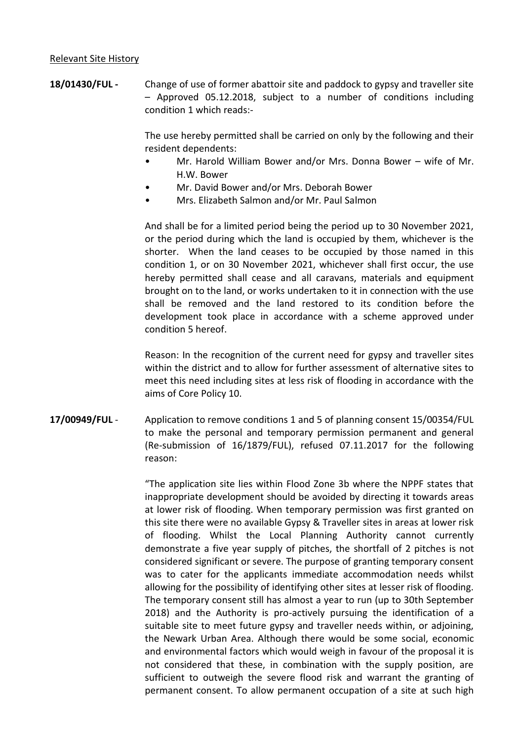Relevant Site History

**18/01430/FUL -** Change of use of former abattoir site and paddock to gypsy and traveller site – Approved 05.12.2018, subject to a number of conditions including condition 1 which reads:-

The use hereby permitted shall be carried on only by the following and their resident dependents:

- Mr. Harold William Bower and/or Mrs. Donna Bower – wife of Mr. H.W. Bower
- Mr. David Bower and/or Mrs. Deborah Bower
- Mrs. Elizabeth Salmon and/or Mr. Paul Salmon

And shall be for a limited period being the period up to 30 November 2021, or the period during which the land is occupied by them, whichever is the shorter. When the land ceases to be occupied by those named in this condition 1, or on 30 November 2021, whichever shall first occur, the use hereby permitted shall cease and all caravans, materials and equipment brought on to the land, or works undertaken to it in connection with the use shall be removed and the land restored to its condition before the development took place in accordance with a scheme approved under condition 5 hereof.

Reason: In the recognition of the current need for gypsy and traveller sites within the district and to allow for further assessment of alternative sites to meet this need including sites at less risk of flooding in accordance with the aims of Core Policy 10.

**17/00949/FUL** - Application to remove conditions 1 and 5 of planning consent 15/00354/FUL to make the personal and temporary permission permanent and general (Re-submission of 16/1879/FUL), refused 07.11.2017 for the following reason:

"The application site lies within Flood Zone 3b where the NPPF states that inappropriate development should be avoided by directing it towards areas at lower risk of flooding. When temporary permission was first granted on this site there were no available Gypsy & Traveller sites in areas at lower risk of flooding. Whilst the Local Planning Authority cannot currently demonstrate a five year supply of pitches, the shortfall of 2 pitches is not considered significant or severe. The purpose of granting temporary consent was to cater for the applicants immediate accommodation needs whilst allowing for the possibility of identifying other sites at lesser risk of flooding. The temporary consent still has almost a year to run (up to 30th September 2018) and the Authority is pro-actively pursuing the identification of a suitable site to meet future gypsy and traveller needs within, or adjoining, the Newark Urban Area. Although there would be some social, economic and environmental factors which would weigh in favour of the proposal it is not considered that these, in combination with the supply position, are sufficient to outweigh the severe flood risk and warrant the granting of permanent consent. To allow permanent occupation of a site at such high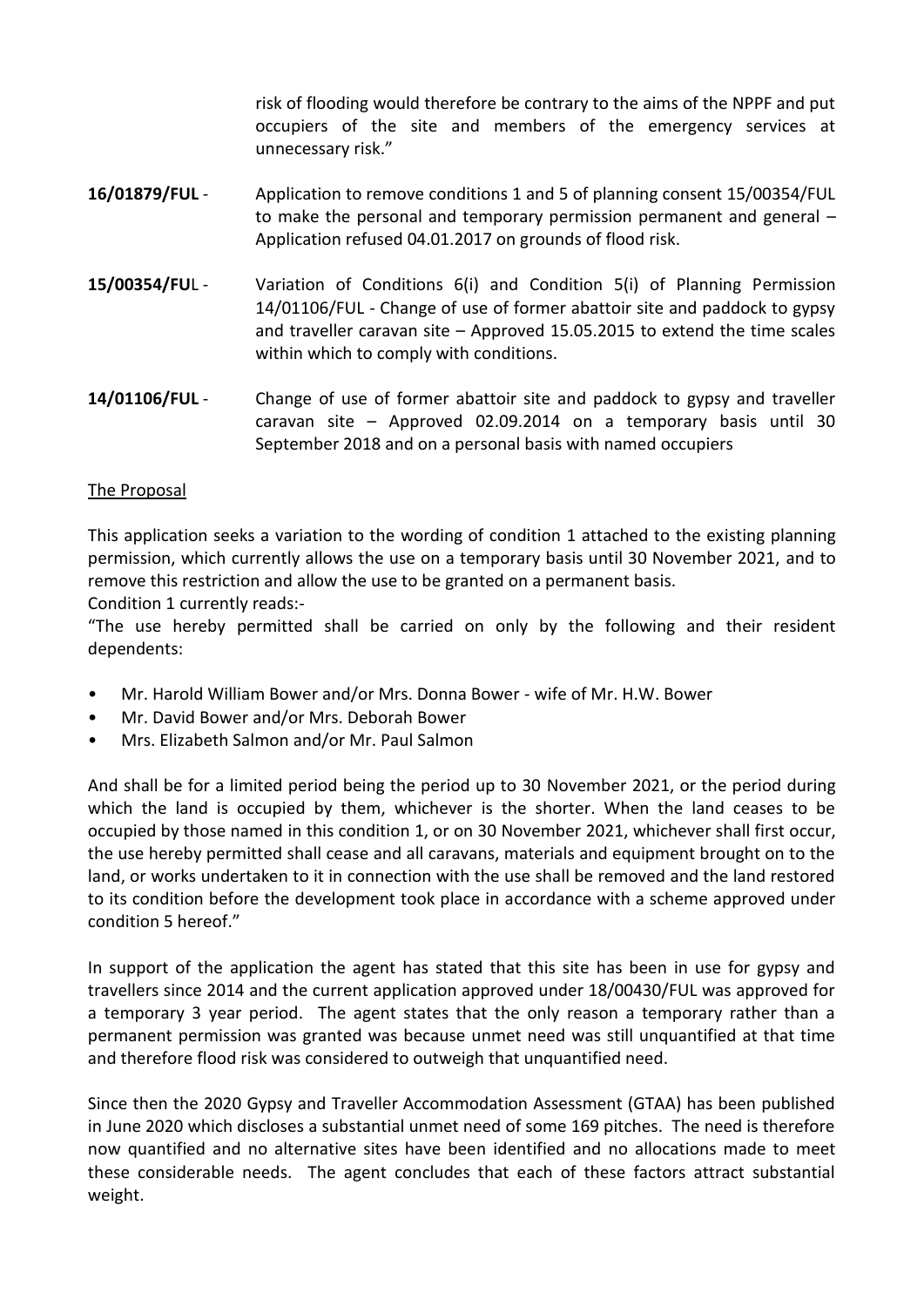risk of flooding would therefore be contrary to the aims of the NPPF and put occupiers of the site and members of the emergency services at unnecessary risk."

**16/01879/FUL** - Application to remove conditions 1 and 5 of planning consent 15/00354/FUL to make the personal and temporary permission permanent and general – Application refused 04.01.2017 on grounds of flood risk.

**15/00354/FUL** - Variation of Conditions 6(i) and Condition 5(i) of Planning Permission 14/01106/FUL - Change of use of former abattoir site and paddock to gypsy and traveller caravan site – Approved 15.05.2015 to extend the time scales within which to comply with conditions.

**14/01106/FUL** - Change of use of former abattoir site and paddock to gypsy and traveller caravan site – Approved 02.09.2014 on a temporary basis until 30 September 2018 and on a personal basis with named occupiers

The Proposal

This application seeks a variation to the wording of condition 1 attached to the existing planning permission, which currently allows the use on a temporary basis until 30 November 2021, and to remove this restriction and allow the use to be granted on a permanent basis.

Condition 1 currently reads:-

"The use hereby permitted shall be carried on only by the following and their resident dependents:

- Mr. Harold William Bower and/or Mrs. Donna Bower - wife of Mr. H.W. Bower
- Mr. David Bower and/or Mrs. Deborah Bower
- Mrs. Elizabeth Salmon and/or Mr. Paul Salmon

And shall be for a limited period being the period up to 30 November 2021, or the period during which the land is occupied by them, whichever is the shorter. When the land ceases to be occupied by those named in this condition 1, or on 30 November 2021, whichever shall first occur, the use hereby permitted shall cease and all caravans, materials and equipment brought on to the land, or works undertaken to it in connection with the use shall be removed and the land restored to its condition before the development took place in accordance with a scheme approved under condition 5 hereof."

In support of the application the agent has stated that this site has been in use for gypsy and travellers since 2014 and the current application approved under 18/00430/FUL was approved for a temporary 3 year period. The agent states that the only reason a temporary rather than a permanent permission was granted was because unmet need was still unquantified at that time and therefore flood risk was considered to outweigh that unquantified need.

Since then the 2020 Gypsy and Traveller Accommodation Assessment (GTAA) has been published in June 2020 which discloses a substantial unmet need of some 169 pitches. The need is therefore now quantified and no alternative sites have been identified and no allocations made to meet these considerable needs. The agent concludes that each of these factors attract substantial weight.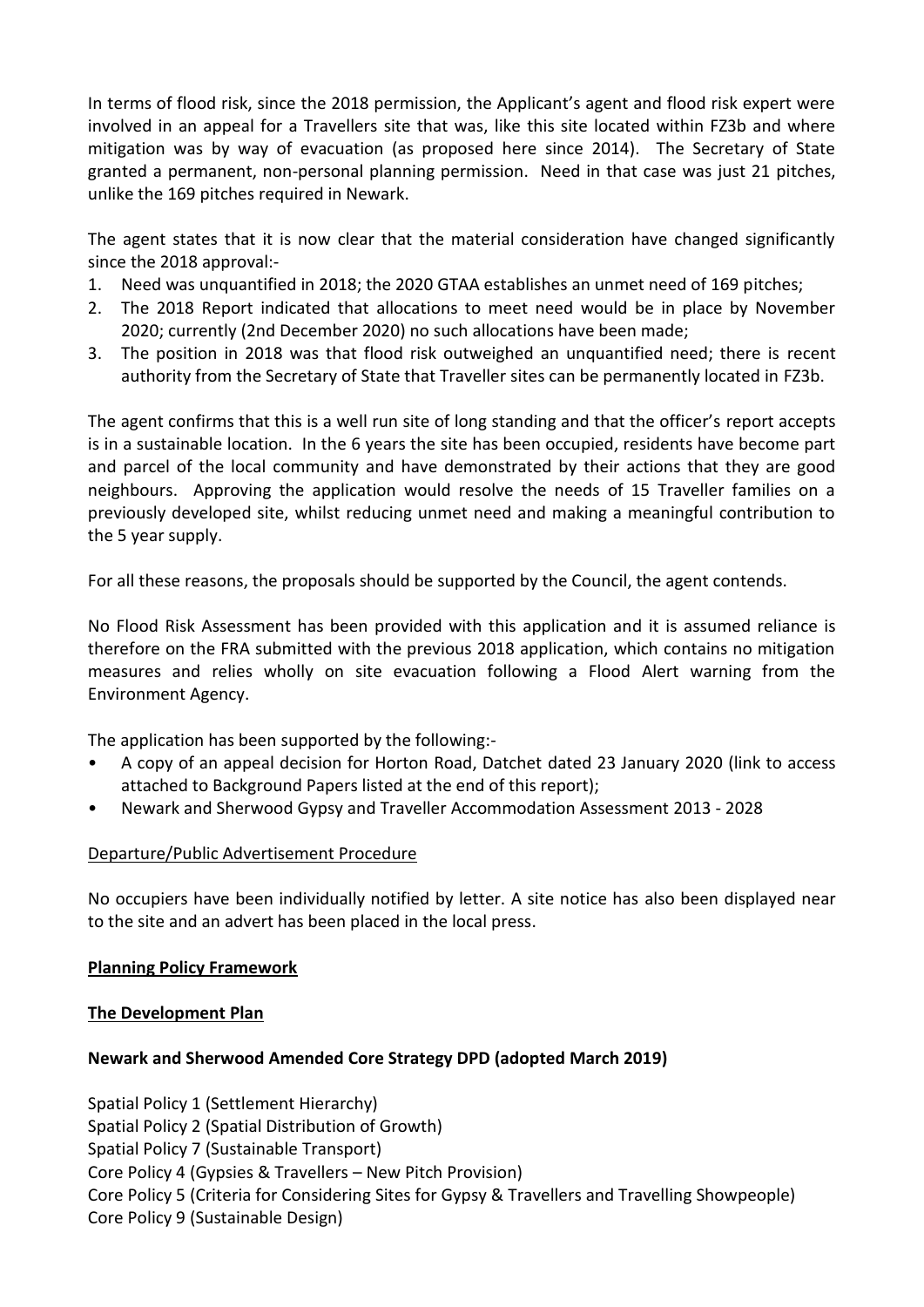In terms of flood risk, since the 2018 permission, the Applicant's agent and flood risk expert were involved in an appeal for a Travellers site that was, like this site located within FZ3b and where mitigation was by way of evacuation (as proposed here since 2014). The Secretary of State granted a permanent, non-personal planning permission. Need in that case was just 21 pitches, unlike the 169 pitches required in Newark.

The agent states that it is now clear that the material consideration have changed significantly since the 2018 approval:-

1. Need was unquantified in 2018; the 2020 GTAA establishes an unmet need of 169 pitches;
2. The 2018 Report indicated that allocations to meet need would be in place by November 2020; currently (2nd December 2020) no such allocations have been made;
3. The position in 2018 was that flood risk outweighed an unquantified need; there is recent authority from the Secretary of State that Traveller sites can be permanently located in FZ3b.

The agent confirms that this is a well run site of long standing and that the officer's report accepts is in a sustainable location. In the 6 years the site has been occupied, residents have become part and parcel of the local community and have demonstrated by their actions that they are good neighbours. Approving the application would resolve the needs of 15 Traveller families on a previously developed site, whilst reducing unmet need and making a meaningful contribution to the 5 year supply.

For all these reasons, the proposals should be supported by the Council, the agent contends.

No Flood Risk Assessment has been provided with this application and it is assumed reliance is therefore on the FRA submitted with the previous 2018 application, which contains no mitigation measures and relies wholly on site evacuation following a Flood Alert warning from the Environment Agency.

The application has been supported by the following:-

- A copy of an appeal decision for Horton Road, Datchet dated 23 January 2020 (link to access attached to Background Papers listed at the end of this report);
- Newark and Sherwood Gypsy and Traveller Accommodation Assessment 2013 - 2028

Departure/Public Advertisement Procedure

No occupiers have been individually notified by letter. A site notice has also been displayed near to the site and an advert has been placed in the local press.

**Planning Policy Framework**

**The Development Plan**

**Newark and Sherwood Amended Core Strategy DPD (adopted March 2019)**

Spatial Policy 1 (Settlement Hierarchy)
Spatial Policy 2 (Spatial Distribution of Growth)
Spatial Policy 7 (Sustainable Transport)
Core Policy 4 (Gypsies & Travellers – New Pitch Provision)
Core Policy 5 (Criteria for Considering Sites for Gypsy & Travellers and Travelling Showpeople)
Core Policy 9 (Sustainable Design)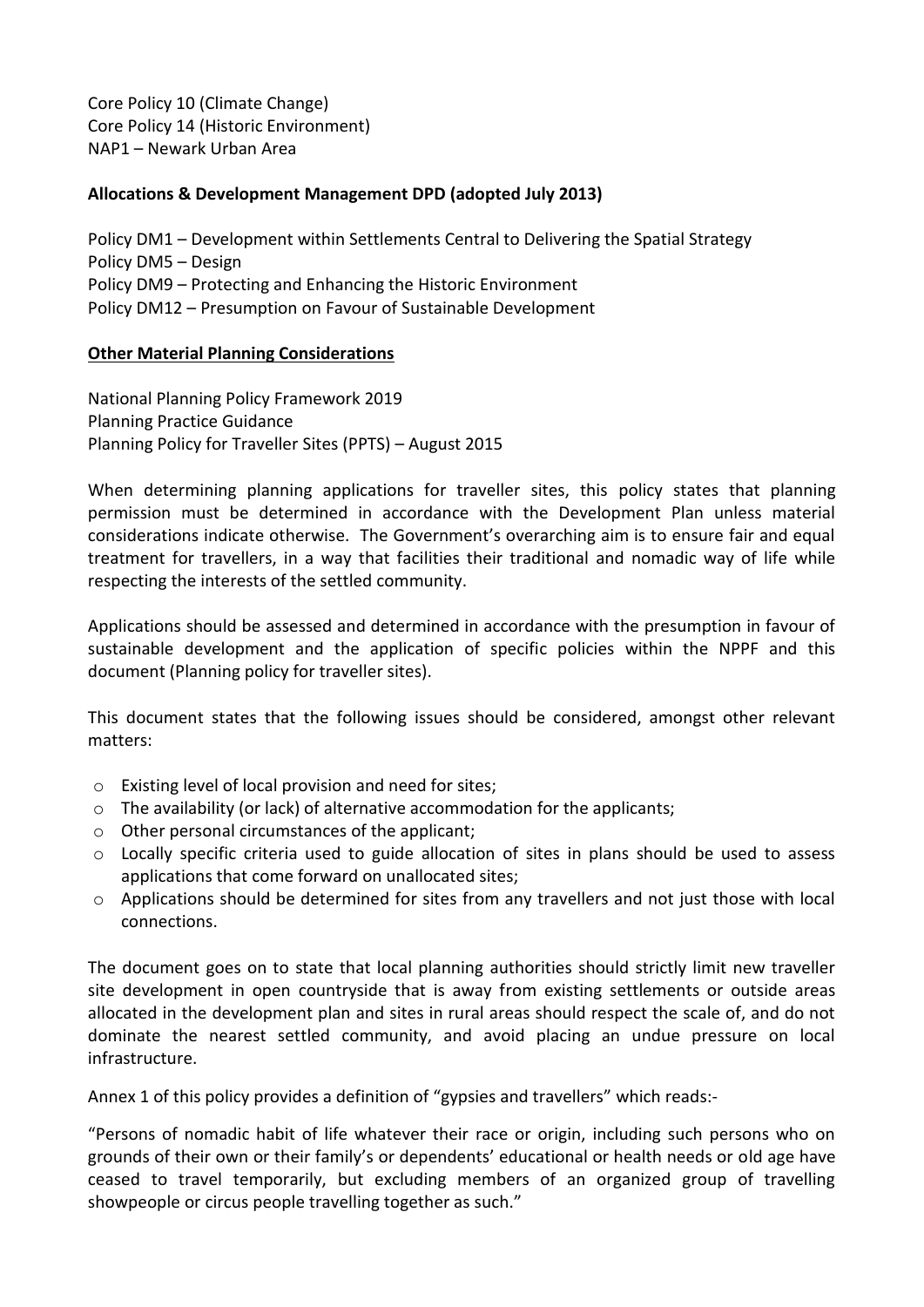Core Policy 10 (Climate Change)
Core Policy 14 (Historic Environment)
NAP1 – Newark Urban Area

**Allocations & Development Management DPD (adopted July 2013)**

Policy DM1 – Development within Settlements Central to Delivering the Spatial Strategy
Policy DM5 – Design
Policy DM9 – Protecting and Enhancing the Historic Environment
Policy DM12 – Presumption on Favour of Sustainable Development

**Other Material Planning Considerations**

National Planning Policy Framework 2019
Planning Practice Guidance
Planning Policy for Traveller Sites (PPTS) – August 2015

When determining planning applications for traveller sites, this policy states that planning permission must be determined in accordance with the Development Plan unless material considerations indicate otherwise. The Government's overarching aim is to ensure fair and equal treatment for travellers, in a way that facilities their traditional and nomadic way of life while respecting the interests of the settled community.

Applications should be assessed and determined in accordance with the presumption in favour of sustainable development and the application of specific policies within the NPPF and this document (Planning policy for traveller sites).

This document states that the following issues should be considered, amongst other relevant matters:

- Existing level of local provision and need for sites;
- The availability (or lack) of alternative accommodation for the applicants;
- Other personal circumstances of the applicant;
- Locally specific criteria used to guide allocation of sites in plans should be used to assess applications that come forward on unallocated sites;
- Applications should be determined for sites from any travellers and not just those with local connections.

The document goes on to state that local planning authorities should strictly limit new traveller site development in open countryside that is away from existing settlements or outside areas allocated in the development plan and sites in rural areas should respect the scale of, and do not dominate the nearest settled community, and avoid placing an undue pressure on local infrastructure.

Annex 1 of this policy provides a definition of "gypsies and travellers" which reads:-

"Persons of nomadic habit of life whatever their race or origin, including such persons who on grounds of their own or their family's or dependents' educational or health needs or old age have ceased to travel temporarily, but excluding members of an organized group of travelling showpeople or circus people travelling together as such."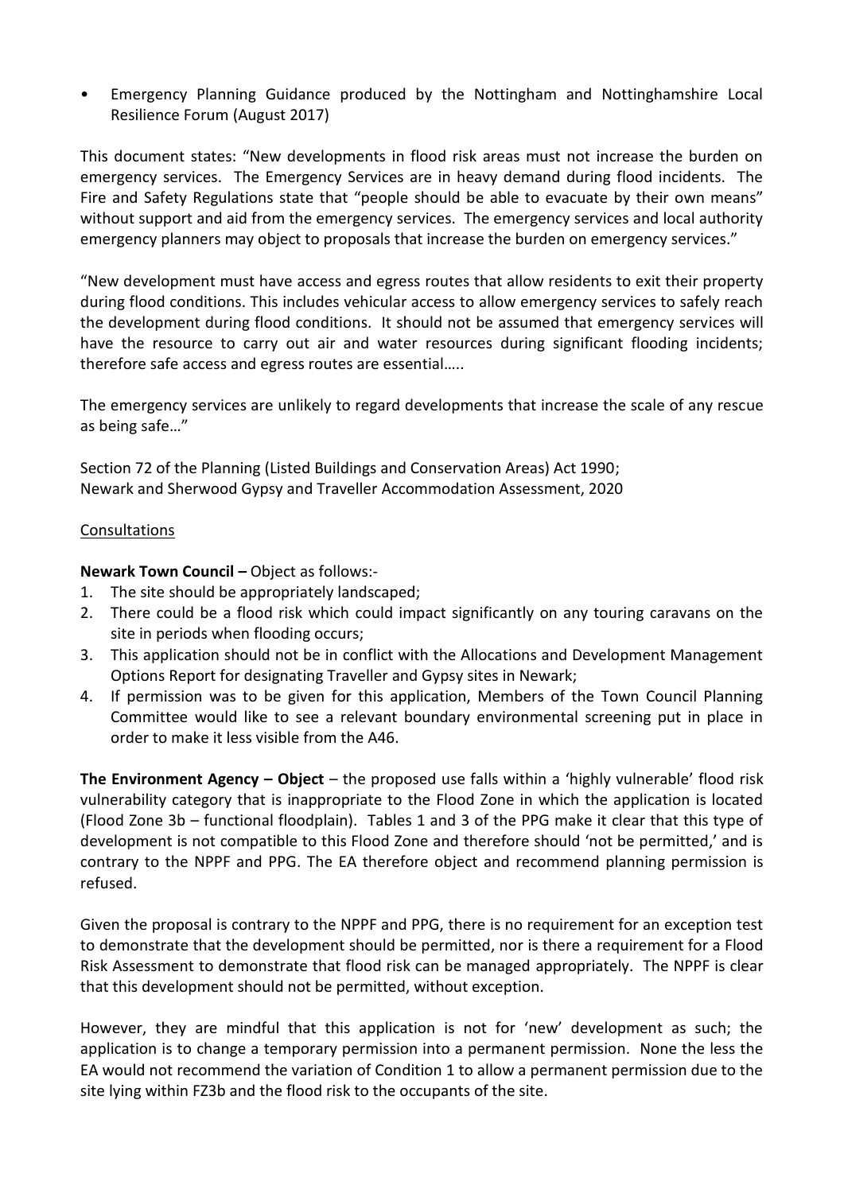- Emergency Planning Guidance produced by the Nottingham and Nottinghamshire Local Resilience Forum (August 2017)

This document states: "New developments in flood risk areas must not increase the burden on emergency services. The Emergency Services are in heavy demand during flood incidents. The Fire and Safety Regulations state that "people should be able to evacuate by their own means" without support and aid from the emergency services. The emergency services and local authority emergency planners may object to proposals that increase the burden on emergency services."

"New development must have access and egress routes that allow residents to exit their property during flood conditions. This includes vehicular access to allow emergency services to safely reach the development during flood conditions. It should not be assumed that emergency services will have the resource to carry out air and water resources during significant flooding incidents; therefore safe access and egress routes are essential…..

The emergency services are unlikely to regard developments that increase the scale of any rescue as being safe…"

Section 72 of the Planning (Listed Buildings and Conservation Areas) Act 1990;
Newark and Sherwood Gypsy and Traveller Accommodation Assessment, 2020

<u>Consultations</u>

**Newark Town Council –** Object as follows:-

1. The site should be appropriately landscaped;
2. There could be a flood risk which could impact significantly on any touring caravans on the site in periods when flooding occurs;
3. This application should not be in conflict with the Allocations and Development Management Options Report for designating Traveller and Gypsy sites in Newark;
4. If permission was to be given for this application, Members of the Town Council Planning Committee would like to see a relevant boundary environmental screening put in place in order to make it less visible from the A46.

**The Environment Agency – Object** – the proposed use falls within a 'highly vulnerable' flood risk vulnerability category that is inappropriate to the Flood Zone in which the application is located (Flood Zone 3b – functional floodplain). Tables 1 and 3 of the PPG make it clear that this type of development is not compatible to this Flood Zone and therefore should 'not be permitted,' and is contrary to the NPPF and PPG. The EA therefore object and recommend planning permission is refused.

Given the proposal is contrary to the NPPF and PPG, there is no requirement for an exception test to demonstrate that the development should be permitted, nor is there a requirement for a Flood Risk Assessment to demonstrate that flood risk can be managed appropriately. The NPPF is clear that this development should not be permitted, without exception.

However, they are mindful that this application is not for 'new' development as such; the application is to change a temporary permission into a permanent permission. None the less the EA would not recommend the variation of Condition 1 to allow a permanent permission due to the site lying within FZ3b and the flood risk to the occupants of the site.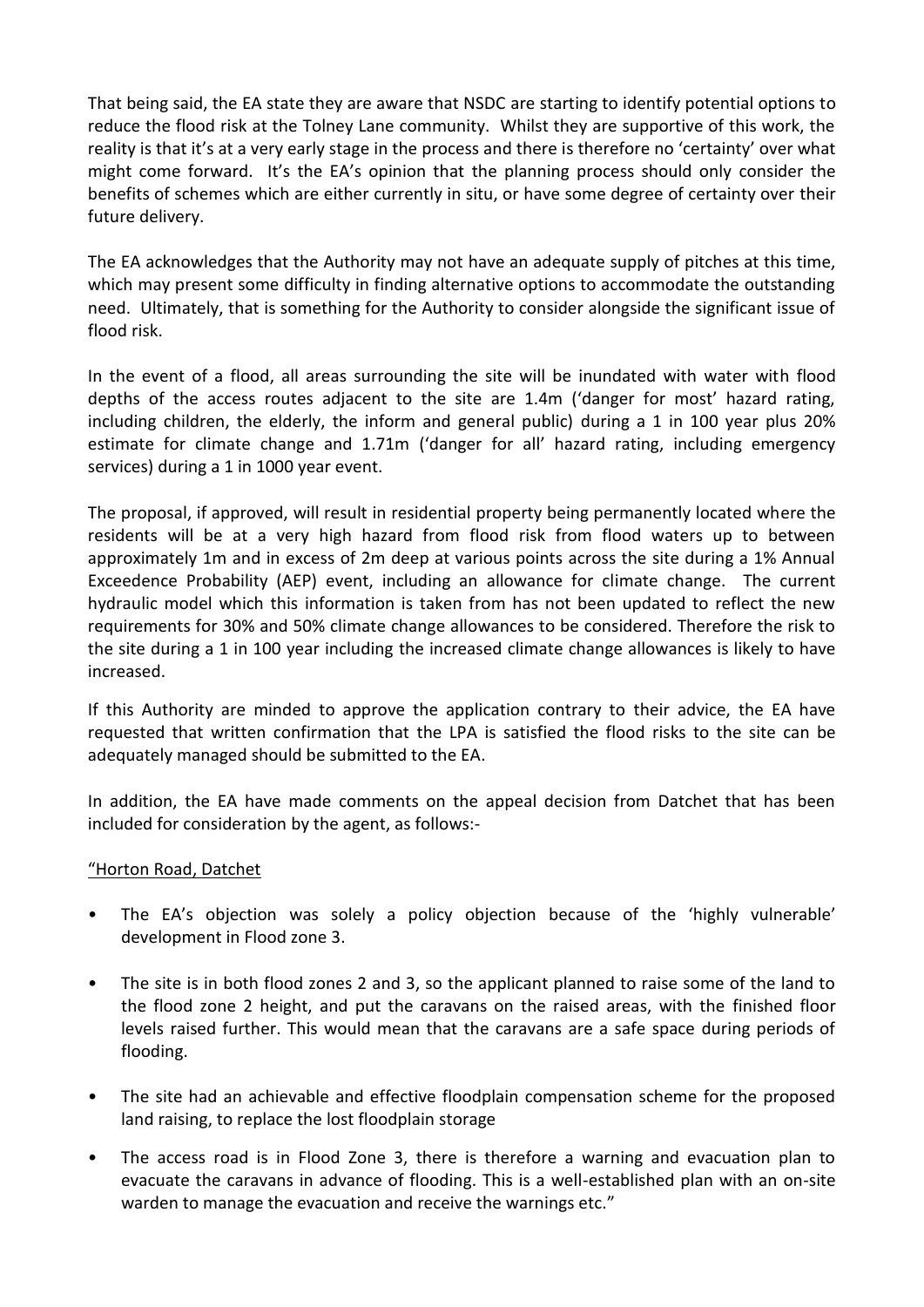That being said, the EA state they are aware that NSDC are starting to identify potential options to reduce the flood risk at the Tolney Lane community. Whilst they are supportive of this work, the reality is that it's at a very early stage in the process and there is therefore no 'certainty' over what might come forward. It's the EA's opinion that the planning process should only consider the benefits of schemes which are either currently in situ, or have some degree of certainty over their future delivery.

The EA acknowledges that the Authority may not have an adequate supply of pitches at this time, which may present some difficulty in finding alternative options to accommodate the outstanding need. Ultimately, that is something for the Authority to consider alongside the significant issue of flood risk.

In the event of a flood, all areas surrounding the site will be inundated with water with flood depths of the access routes adjacent to the site are 1.4m ('danger for most' hazard rating, including children, the elderly, the inform and general public) during a 1 in 100 year plus 20% estimate for climate change and 1.71m ('danger for all' hazard rating, including emergency services) during a 1 in 1000 year event.

The proposal, if approved, will result in residential property being permanently located where the residents will be at a very high hazard from flood risk from flood waters up to between approximately 1m and in excess of 2m deep at various points across the site during a 1% Annual Exceedence Probability (AEP) event, including an allowance for climate change. The current hydraulic model which this information is taken from has not been updated to reflect the new requirements for 30% and 50% climate change allowances to be considered. Therefore the risk to the site during a 1 in 100 year including the increased climate change allowances is likely to have increased.

If this Authority are minded to approve the application contrary to their advice, the EA have requested that written confirmation that the LPA is satisfied the flood risks to the site can be adequately managed should be submitted to the EA.

In addition, the EA have made comments on the appeal decision from Datchet that has been included for consideration by the agent, as follows:-

"Horton Road, Datchet

- The EA's objection was solely a policy objection because of the 'highly vulnerable' development in Flood zone 3.
- The site is in both flood zones 2 and 3, so the applicant planned to raise some of the land to the flood zone 2 height, and put the caravans on the raised areas, with the finished floor levels raised further. This would mean that the caravans are a safe space during periods of flooding.
- The site had an achievable and effective floodplain compensation scheme for the proposed land raising, to replace the lost floodplain storage
- The access road is in Flood Zone 3, there is therefore a warning and evacuation plan to evacuate the caravans in advance of flooding. This is a well-established plan with an on-site warden to manage the evacuation and receive the warnings etc."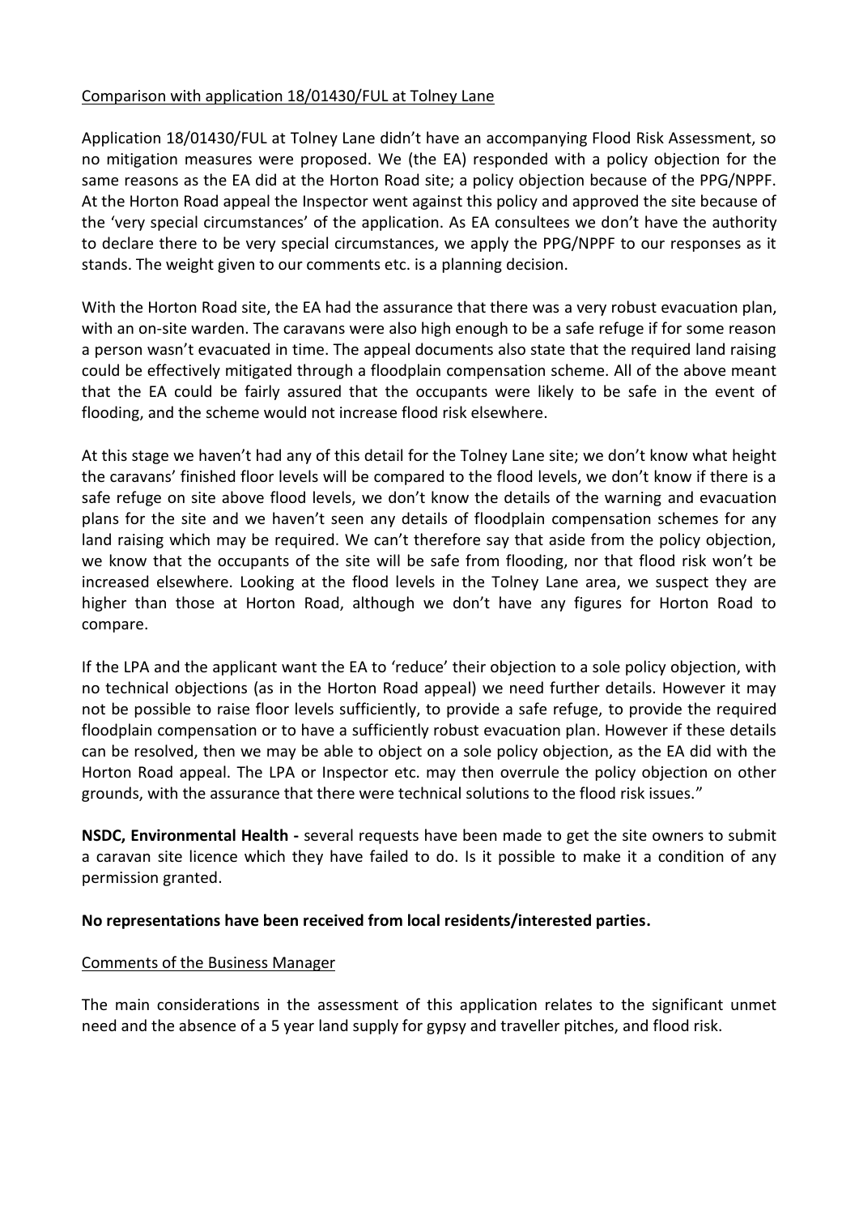Comparison with application 18/01430/FUL at Tolney Lane

Application 18/01430/FUL at Tolney Lane didn't have an accompanying Flood Risk Assessment, so no mitigation measures were proposed. We (the EA) responded with a policy objection for the same reasons as the EA did at the Horton Road site; a policy objection because of the PPG/NPPF. At the Horton Road appeal the Inspector went against this policy and approved the site because of the 'very special circumstances' of the application. As EA consultees we don't have the authority to declare there to be very special circumstances, we apply the PPG/NPPF to our responses as it stands. The weight given to our comments etc. is a planning decision.

With the Horton Road site, the EA had the assurance that there was a very robust evacuation plan, with an on-site warden. The caravans were also high enough to be a safe refuge if for some reason a person wasn't evacuated in time. The appeal documents also state that the required land raising could be effectively mitigated through a floodplain compensation scheme. All of the above meant that the EA could be fairly assured that the occupants were likely to be safe in the event of flooding, and the scheme would not increase flood risk elsewhere.

At this stage we haven't had any of this detail for the Tolney Lane site; we don't know what height the caravans' finished floor levels will be compared to the flood levels, we don't know if there is a safe refuge on site above flood levels, we don't know the details of the warning and evacuation plans for the site and we haven't seen any details of floodplain compensation schemes for any land raising which may be required. We can't therefore say that aside from the policy objection, we know that the occupants of the site will be safe from flooding, nor that flood risk won't be increased elsewhere. Looking at the flood levels in the Tolney Lane area, we suspect they are higher than those at Horton Road, although we don't have any figures for Horton Road to compare.

If the LPA and the applicant want the EA to 'reduce' their objection to a sole policy objection, with no technical objections (as in the Horton Road appeal) we need further details. However it may not be possible to raise floor levels sufficiently, to provide a safe refuge, to provide the required floodplain compensation or to have a sufficiently robust evacuation plan. However if these details can be resolved, then we may be able to object on a sole policy objection, as the EA did with the Horton Road appeal. The LPA or Inspector etc. may then overrule the policy objection on other grounds, with the assurance that there were technical solutions to the flood risk issues."

**NSDC, Environmental Health -** several requests have been made to get the site owners to submit a caravan site licence which they have failed to do. Is it possible to make it a condition of any permission granted.

**No representations have been received from local residents/interested parties.**

Comments of the Business Manager

The main considerations in the assessment of this application relates to the significant unmet need and the absence of a 5 year land supply for gypsy and traveller pitches, and flood risk.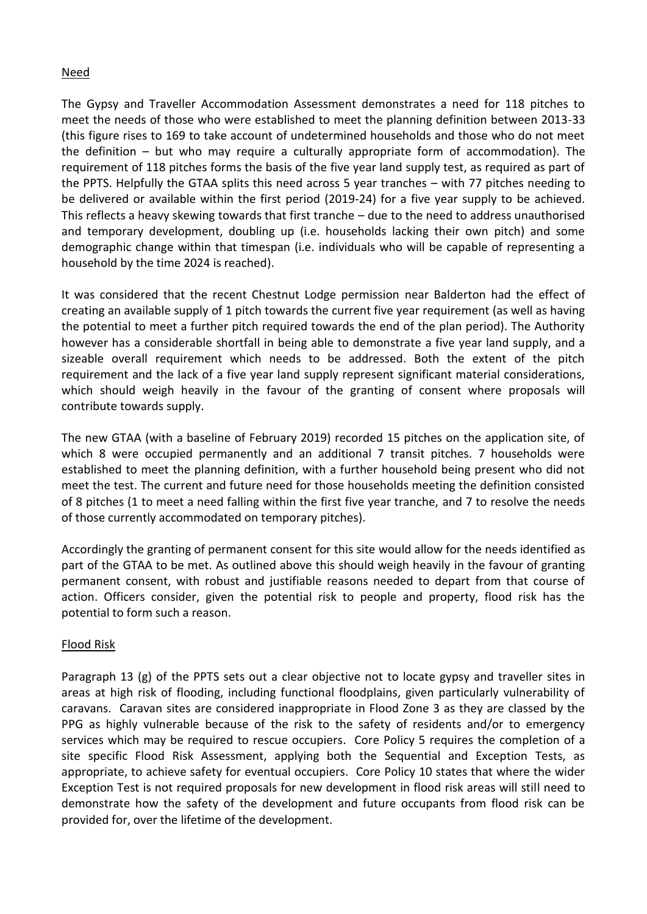## Need

The Gypsy and Traveller Accommodation Assessment demonstrates a need for 118 pitches to meet the needs of those who were established to meet the planning definition between 2013-33 (this figure rises to 169 to take account of undetermined households and those who do not meet the definition – but who may require a culturally appropriate form of accommodation). The requirement of 118 pitches forms the basis of the five year land supply test, as required as part of the PPTS. Helpfully the GTAA splits this need across 5 year tranches – with 77 pitches needing to be delivered or available within the first period (2019-24) for a five year supply to be achieved. This reflects a heavy skewing towards that first tranche – due to the need to address unauthorised and temporary development, doubling up (i.e. households lacking their own pitch) and some demographic change within that timespan (i.e. individuals who will be capable of representing a household by the time 2024 is reached).

It was considered that the recent Chestnut Lodge permission near Balderton had the effect of creating an available supply of 1 pitch towards the current five year requirement (as well as having the potential to meet a further pitch required towards the end of the plan period). The Authority however has a considerable shortfall in being able to demonstrate a five year land supply, and a sizeable overall requirement which needs to be addressed. Both the extent of the pitch requirement and the lack of a five year land supply represent significant material considerations, which should weigh heavily in the favour of the granting of consent where proposals will contribute towards supply.

The new GTAA (with a baseline of February 2019) recorded 15 pitches on the application site, of which 8 were occupied permanently and an additional 7 transit pitches. 7 households were established to meet the planning definition, with a further household being present who did not meet the test. The current and future need for those households meeting the definition consisted of 8 pitches (1 to meet a need falling within the first five year tranche, and 7 to resolve the needs of those currently accommodated on temporary pitches).

Accordingly the granting of permanent consent for this site would allow for the needs identified as part of the GTAA to be met. As outlined above this should weigh heavily in the favour of granting permanent consent, with robust and justifiable reasons needed to depart from that course of action. Officers consider, given the potential risk to people and property, flood risk has the potential to form such a reason.

## Flood Risk

Paragraph 13 (g) of the PPTS sets out a clear objective not to locate gypsy and traveller sites in areas at high risk of flooding, including functional floodplains, given particularly vulnerability of caravans. Caravan sites are considered inappropriate in Flood Zone 3 as they are classed by the PPG as highly vulnerable because of the risk to the safety of residents and/or to emergency services which may be required to rescue occupiers. Core Policy 5 requires the completion of a site specific Flood Risk Assessment, applying both the Sequential and Exception Tests, as appropriate, to achieve safety for eventual occupiers. Core Policy 10 states that where the wider Exception Test is not required proposals for new development in flood risk areas will still need to demonstrate how the safety of the development and future occupants from flood risk can be provided for, over the lifetime of the development.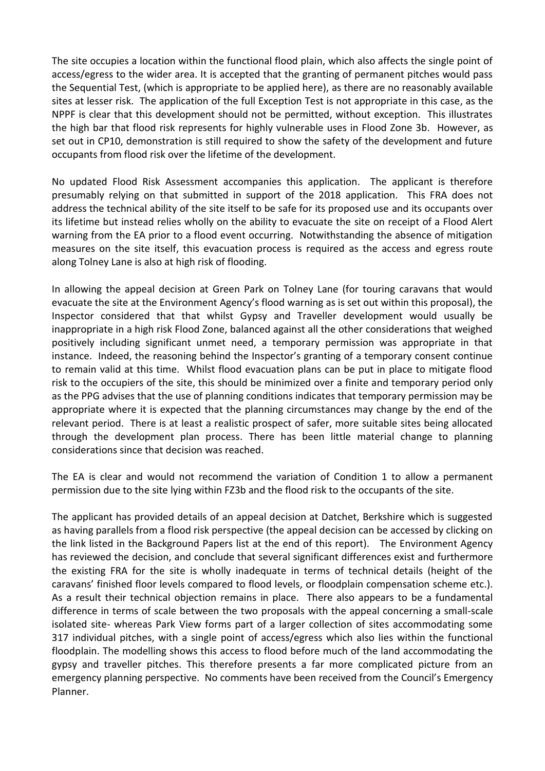The site occupies a location within the functional flood plain, which also affects the single point of access/egress to the wider area. It is accepted that the granting of permanent pitches would pass the Sequential Test, (which is appropriate to be applied here), as there are no reasonably available sites at lesser risk. The application of the full Exception Test is not appropriate in this case, as the NPPF is clear that this development should not be permitted, without exception. This illustrates the high bar that flood risk represents for highly vulnerable uses in Flood Zone 3b. However, as set out in CP10, demonstration is still required to show the safety of the development and future occupants from flood risk over the lifetime of the development.

No updated Flood Risk Assessment accompanies this application. The applicant is therefore presumably relying on that submitted in support of the 2018 application. This FRA does not address the technical ability of the site itself to be safe for its proposed use and its occupants over its lifetime but instead relies wholly on the ability to evacuate the site on receipt of a Flood Alert warning from the EA prior to a flood event occurring. Notwithstanding the absence of mitigation measures on the site itself, this evacuation process is required as the access and egress route along Tolney Lane is also at high risk of flooding.

In allowing the appeal decision at Green Park on Tolney Lane (for touring caravans that would evacuate the site at the Environment Agency's flood warning as is set out within this proposal), the Inspector considered that that whilst Gypsy and Traveller development would usually be inappropriate in a high risk Flood Zone, balanced against all the other considerations that weighed positively including significant unmet need, a temporary permission was appropriate in that instance. Indeed, the reasoning behind the Inspector's granting of a temporary consent continue to remain valid at this time. Whilst flood evacuation plans can be put in place to mitigate flood risk to the occupiers of the site, this should be minimized over a finite and temporary period only as the PPG advises that the use of planning conditions indicates that temporary permission may be appropriate where it is expected that the planning circumstances may change by the end of the relevant period. There is at least a realistic prospect of safer, more suitable sites being allocated through the development plan process. There has been little material change to planning considerations since that decision was reached.

The EA is clear and would not recommend the variation of Condition 1 to allow a permanent permission due to the site lying within FZ3b and the flood risk to the occupants of the site.

The applicant has provided details of an appeal decision at Datchet, Berkshire which is suggested as having parallels from a flood risk perspective (the appeal decision can be accessed by clicking on the link listed in the Background Papers list at the end of this report). The Environment Agency has reviewed the decision, and conclude that several significant differences exist and furthermore the existing FRA for the site is wholly inadequate in terms of technical details (height of the caravans' finished floor levels compared to flood levels, or floodplain compensation scheme etc.). As a result their technical objection remains in place. There also appears to be a fundamental difference in terms of scale between the two proposals with the appeal concerning a small-scale isolated site- whereas Park View forms part of a larger collection of sites accommodating some 317 individual pitches, with a single point of access/egress which also lies within the functional floodplain. The modelling shows this access to flood before much of the land accommodating the gypsy and traveller pitches. This therefore presents a far more complicated picture from an emergency planning perspective. No comments have been received from the Council's Emergency Planner.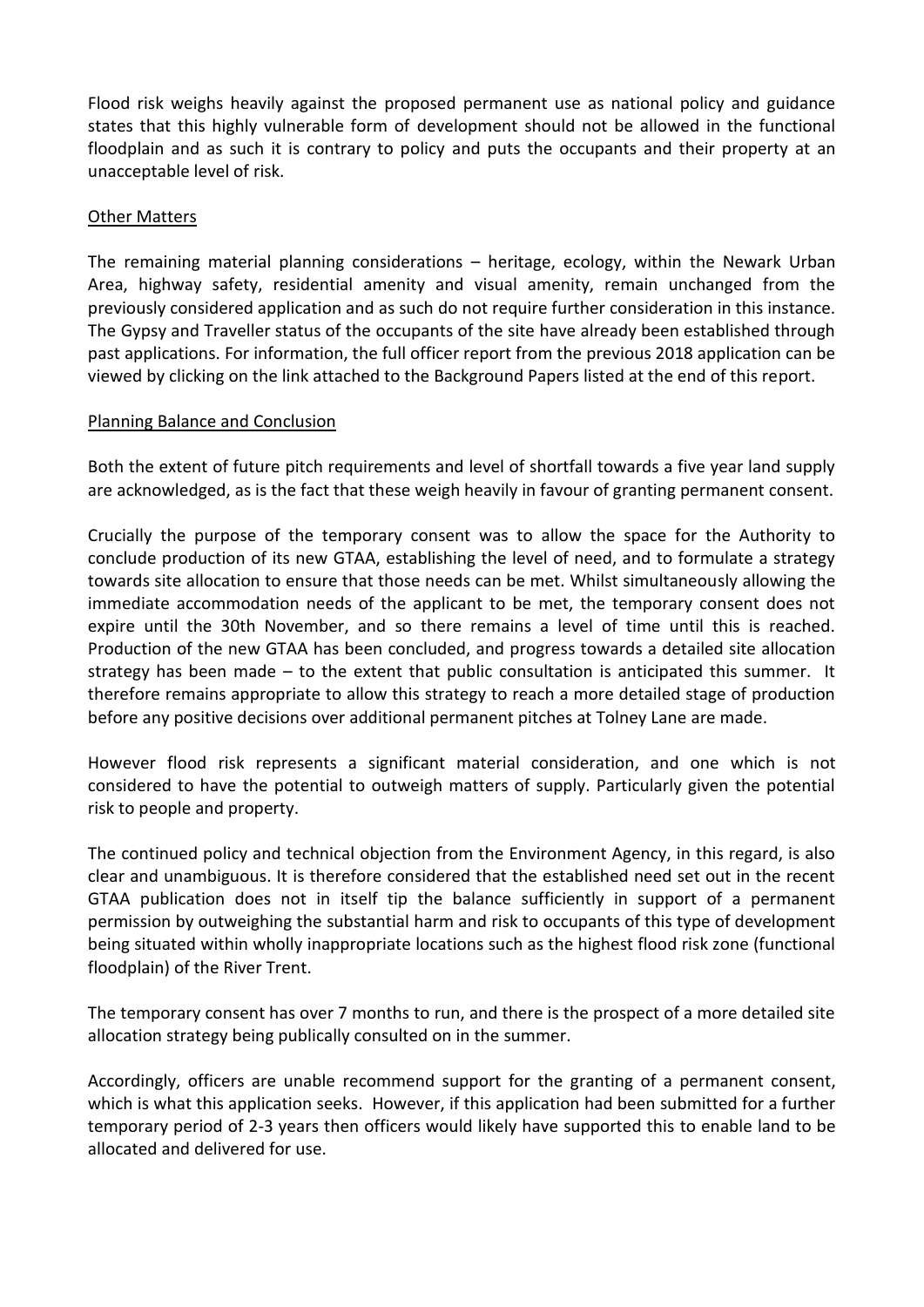Flood risk weighs heavily against the proposed permanent use as national policy and guidance states that this highly vulnerable form of development should not be allowed in the functional floodplain and as such it is contrary to policy and puts the occupants and their property at an unacceptable level of risk.

<u>Other Matters</u>

The remaining material planning considerations – heritage, ecology, within the Newark Urban Area, highway safety, residential amenity and visual amenity, remain unchanged from the previously considered application and as such do not require further consideration in this instance. The Gypsy and Traveller status of the occupants of the site have already been established through past applications. For information, the full officer report from the previous 2018 application can be viewed by clicking on the link attached to the Background Papers listed at the end of this report.

<u>Planning Balance and Conclusion</u>

Both the extent of future pitch requirements and level of shortfall towards a five year land supply are acknowledged, as is the fact that these weigh heavily in favour of granting permanent consent.

Crucially the purpose of the temporary consent was to allow the space for the Authority to conclude production of its new GTAA, establishing the level of need, and to formulate a strategy towards site allocation to ensure that those needs can be met. Whilst simultaneously allowing the immediate accommodation needs of the applicant to be met, the temporary consent does not expire until the 30th November, and so there remains a level of time until this is reached. Production of the new GTAA has been concluded, and progress towards a detailed site allocation strategy has been made – to the extent that public consultation is anticipated this summer. It therefore remains appropriate to allow this strategy to reach a more detailed stage of production before any positive decisions over additional permanent pitches at Tolney Lane are made.

However flood risk represents a significant material consideration, and one which is not considered to have the potential to outweigh matters of supply. Particularly given the potential risk to people and property.

The continued policy and technical objection from the Environment Agency, in this regard, is also clear and unambiguous. It is therefore considered that the established need set out in the recent GTAA publication does not in itself tip the balance sufficiently in support of a permanent permission by outweighing the substantial harm and risk to occupants of this type of development being situated within wholly inappropriate locations such as the highest flood risk zone (functional floodplain) of the River Trent.

The temporary consent has over 7 months to run, and there is the prospect of a more detailed site allocation strategy being publically consulted on in the summer.

Accordingly, officers are unable recommend support for the granting of a permanent consent, which is what this application seeks. However, if this application had been submitted for a further temporary period of 2-3 years then officers would likely have supported this to enable land to be allocated and delivered for use.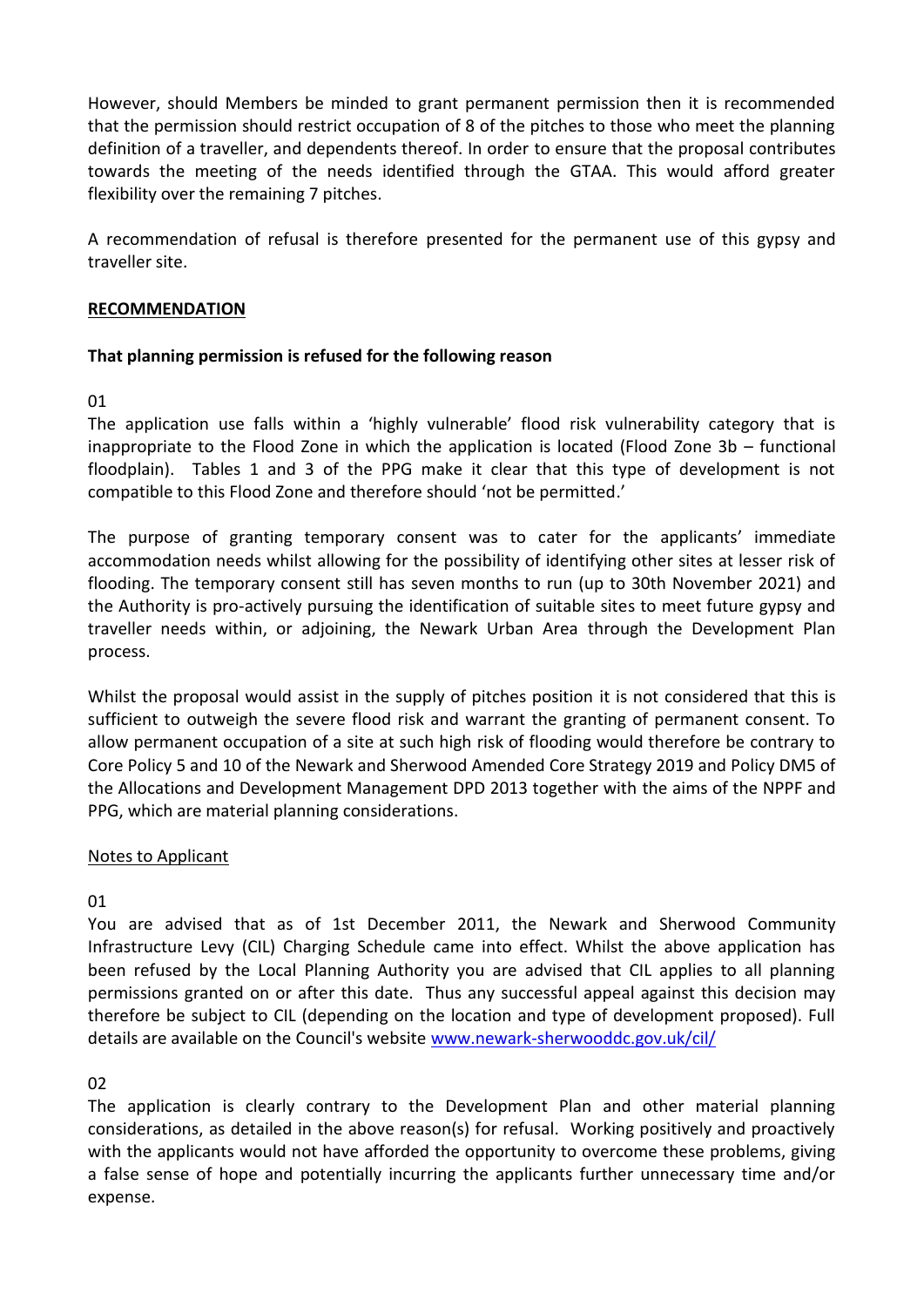However, should Members be minded to grant permanent permission then it is recommended that the permission should restrict occupation of 8 of the pitches to those who meet the planning definition of a traveller, and dependents thereof. In order to ensure that the proposal contributes towards the meeting of the needs identified through the GTAA. This would afford greater flexibility over the remaining 7 pitches.

A recommendation of refusal is therefore presented for the permanent use of this gypsy and traveller site.

## <u>RECOMMENDATION</u>

**That planning permission is refused for the following reason**

01

The application use falls within a 'highly vulnerable' flood risk vulnerability category that is inappropriate to the Flood Zone in which the application is located (Flood Zone 3b – functional floodplain). Tables 1 and 3 of the PPG make it clear that this type of development is not compatible to this Flood Zone and therefore should 'not be permitted.'

The purpose of granting temporary consent was to cater for the applicants' immediate accommodation needs whilst allowing for the possibility of identifying other sites at lesser risk of flooding. The temporary consent still has seven months to run (up to 30th November 2021) and the Authority is pro-actively pursuing the identification of suitable sites to meet future gypsy and traveller needs within, or adjoining, the Newark Urban Area through the Development Plan process.

Whilst the proposal would assist in the supply of pitches position it is not considered that this is sufficient to outweigh the severe flood risk and warrant the granting of permanent consent. To allow permanent occupation of a site at such high risk of flooding would therefore be contrary to Core Policy 5 and 10 of the Newark and Sherwood Amended Core Strategy 2019 and Policy DM5 of the Allocations and Development Management DPD 2013 together with the aims of the NPPF and PPG, which are material planning considerations.

<u>Notes to Applicant</u>

01

You are advised that as of 1st December 2011, the Newark and Sherwood Community Infrastructure Levy (CIL) Charging Schedule came into effect. Whilst the above application has been refused by the Local Planning Authority you are advised that CIL applies to all planning permissions granted on or after this date. Thus any successful appeal against this decision may therefore be subject to CIL (depending on the location and type of development proposed). Full details are available on the Council's website [www.newark-sherwooddc.gov.uk/cil/](http://www.newark-sherwooddc.gov.uk/cil/)

02

The application is clearly contrary to the Development Plan and other material planning considerations, as detailed in the above reason(s) for refusal. Working positively and proactively with the applicants would not have afforded the opportunity to overcome these problems, giving a false sense of hope and potentially incurring the applicants further unnecessary time and/or expense.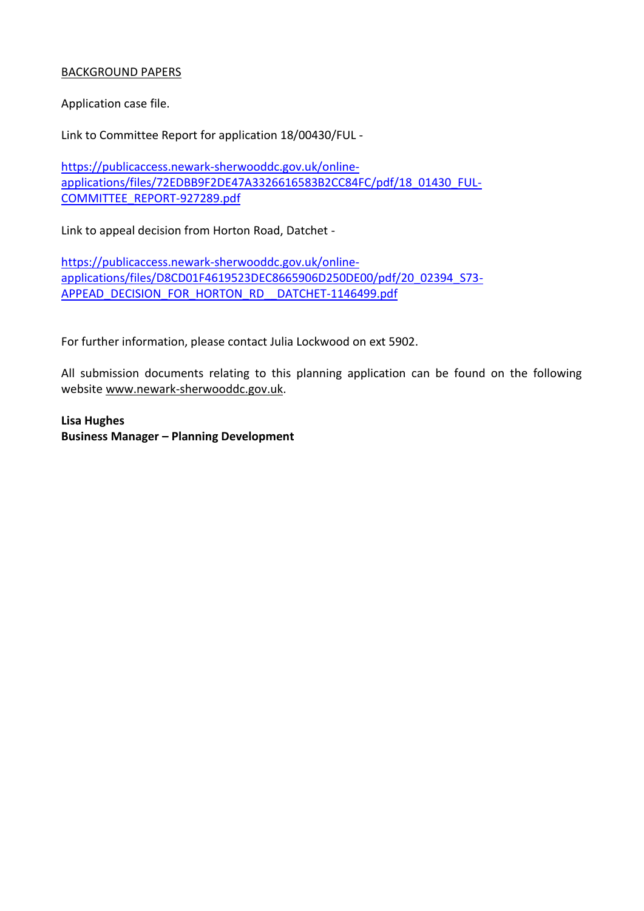BACKGROUND PAPERS

Application case file.

Link to Committee Report for application 18/00430/FUL -

https://publicaccess.newark-sherwooddc.gov.uk/online-applications/files/72EDBB9F2DE47A3326616583B2CC84FC/pdf/18_01430_FUL-COMMITTEE_REPORT-927289.pdf

Link to appeal decision from Horton Road, Datchet -

https://publicaccess.newark-sherwooddc.gov.uk/online-applications/files/D8CD01F4619523DEC8665906D250DE00/pdf/20_02394_S73-APPEAD_DECISION_FOR_HORTON_RD__DATCHET-1146499.pdf

For further information, please contact Julia Lockwood on ext 5902.

All submission documents relating to this planning application can be found on the following website www.newark-sherwooddc.gov.uk.

**Lisa Hughes**
**Business Manager – Planning Development**